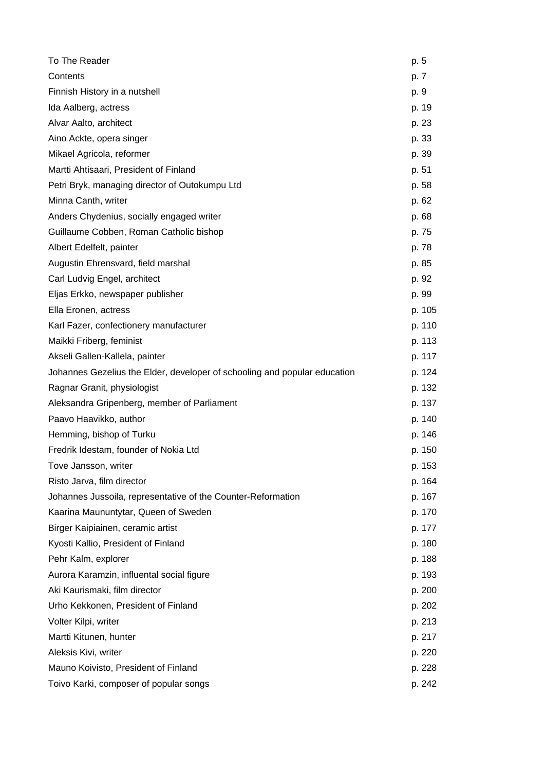| | |
|---|---|
| To The Reader | p. 5 |
| Contents | p. 7 |
| Finnish History in a nutshell | p. 9 |
| Ida Aalberg, actress | p. 19 |
| Alvar Aalto, architect | p. 23 |
| Aino Ackte, opera singer | p. 33 |
| Mikael Agricola, reformer | p. 39 |
| Martti Ahtisaari, President of Finland | p. 51 |
| Petri Bryk, managing director of Outokumpu Ltd | p. 58 |
| Minna Canth, writer | p. 62 |
| Anders Chydenius, socially engaged writer | p. 68 |
| Guillaume Cobben, Roman Catholic bishop | p. 75 |
| Albert Edelfelt, painter | p. 78 |
| Augustin Ehrensvard, field marshal | p. 85 |
| Carl Ludvig Engel, architect | p. 92 |
| Eljas Erkko, newspaper publisher | p. 99 |
| Ella Eronen, actress | p. 105 |
| Karl Fazer, confectionery manufacturer | p. 110 |
| Maikki Friberg, feminist | p. 113 |
| Akseli Gallen-Kallela, painter | p. 117 |
| Johannes Gezelius the Elder, developer of schooling and popular education | p. 124 |
| Ragnar Granit, physiologist | p. 132 |
| Aleksandra Gripenberg, member of Parliament | p. 137 |
| Paavo Haavikko, author | p. 140 |
| Hemming, bishop of Turku | p. 146 |
| Fredrik Idestam, founder of Nokia Ltd | p. 150 |
| Tove Jansson, writer | p. 153 |
| Risto Jarva, film director | p. 164 |
| Johannes Jussoila, representative of the Counter-Reformation | p. 167 |
| Kaarina Maununtytar, Queen of Sweden | p. 170 |
| Birger Kaipiainen, ceramic artist | p. 177 |
| Kyosti Kallio, President of Finland | p. 180 |
| Pehr Kalm, explorer | p. 188 |
| Aurora Karamzin, influential social figure | p. 193 |
| Aki Kaurismaki, film director | p. 200 |
| Urho Kekkonen, President of Finland | p. 202 |
| Volter Kilpi, writer | p. 213 |
| Martti Kitunen, hunter | p. 217 |
| Aleksis Kivi, writer | p. 220 |
| Mauno Koivisto, President of Finland | p. 228 |
| Toivo Karki, composer of popular songs | p. 242 |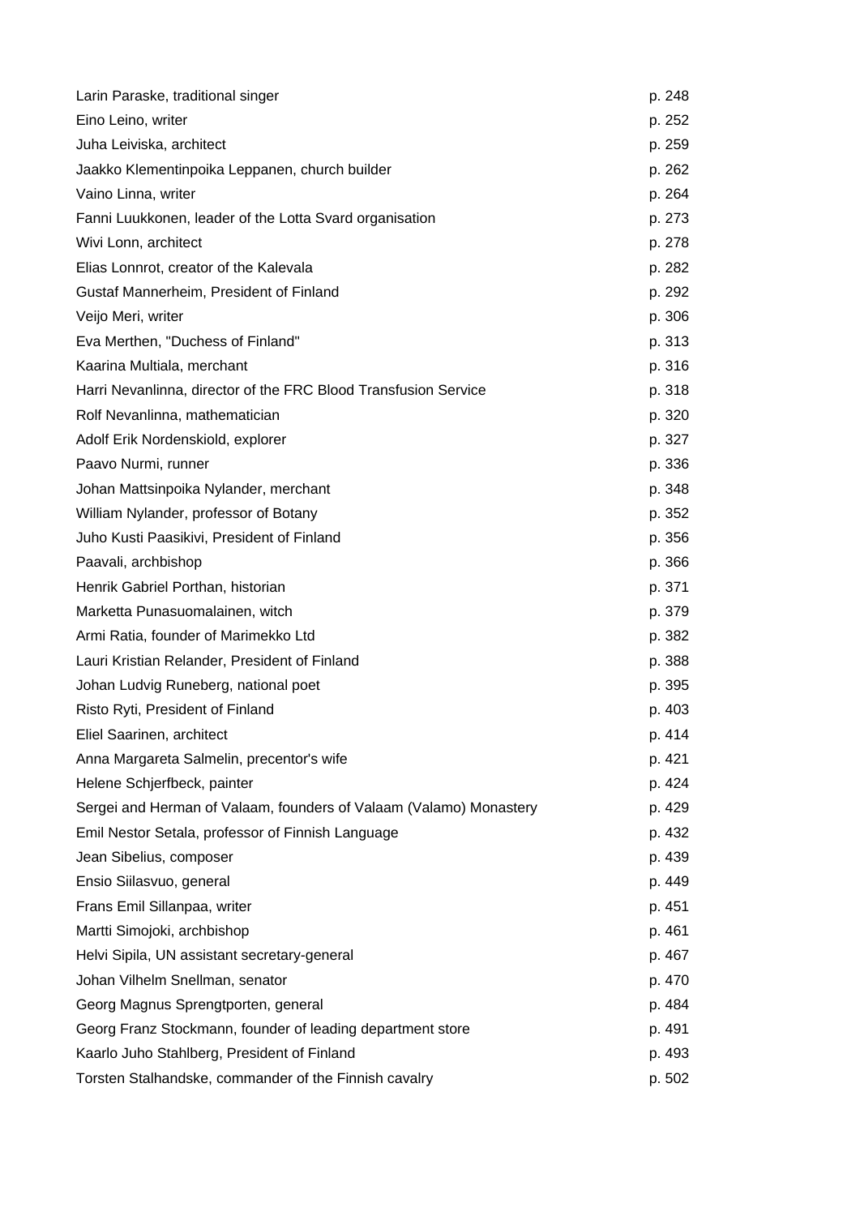| | |
|---|---|
| Larin Paraske, traditional singer | p. 248 |
| Eino Leino, writer | p. 252 |
| Juha Leiviska, architect | p. 259 |
| Jaakko Klementinpoika Leppanen, church builder | p. 262 |
| Vaino Linna, writer | p. 264 |
| Fanni Luukkonen, leader of the Lotta Svard organisation | p. 273 |
| Wivi Lonn, architect | p. 278 |
| Elias Lonnrot, creator of the Kalevala | p. 282 |
| Gustaf Mannerheim, President of Finland | p. 292 |
| Veijo Meri, writer | p. 306 |
| Eva Merthen, "Duchess of Finland" | p. 313 |
| Kaarina Multiala, merchant | p. 316 |
| Harri Nevanlinna, director of the FRC Blood Transfusion Service | p. 318 |
| Rolf Nevanlinna, mathematician | p. 320 |
| Adolf Erik Nordenskiold, explorer | p. 327 |
| Paavo Nurmi, runner | p. 336 |
| Johan Mattsinpoika Nylander, merchant | p. 348 |
| William Nylander, professor of Botany | p. 352 |
| Juho Kusti Paasikivi, President of Finland | p. 356 |
| Paavali, archbishop | p. 366 |
| Henrik Gabriel Porthan, historian | p. 371 |
| Marketta Punasuomalainen, witch | p. 379 |
| Armi Ratia, founder of Marimekko Ltd | p. 382 |
| Lauri Kristian Relander, President of Finland | p. 388 |
| Johan Ludvig Runeberg, national poet | p. 395 |
| Risto Ryti, President of Finland | p. 403 |
| Eliel Saarinen, architect | p. 414 |
| Anna Margareta Salmelin, precentor's wife | p. 421 |
| Helene Schjerfbeck, painter | p. 424 |
| Sergei and Herman of Valaam, founders of Valaam (Valamo) Monastery | p. 429 |
| Emil Nestor Setala, professor of Finnish Language | p. 432 |
| Jean Sibelius, composer | p. 439 |
| Ensio Siilasvuo, general | p. 449 |
| Frans Emil Sillanpaa, writer | p. 451 |
| Martti Simojoki, archbishop | p. 461 |
| Helvi Sipila, UN assistant secretary-general | p. 467 |
| Johan Vilhelm Snellman, senator | p. 470 |
| Georg Magnus Sprengtporten, general | p. 484 |
| Georg Franz Stockmann, founder of leading department store | p. 491 |
| Kaarlo Juho Stahlberg, President of Finland | p. 493 |
| Torsten Stalhandske, commander of the Finnish cavalry | p. 502 |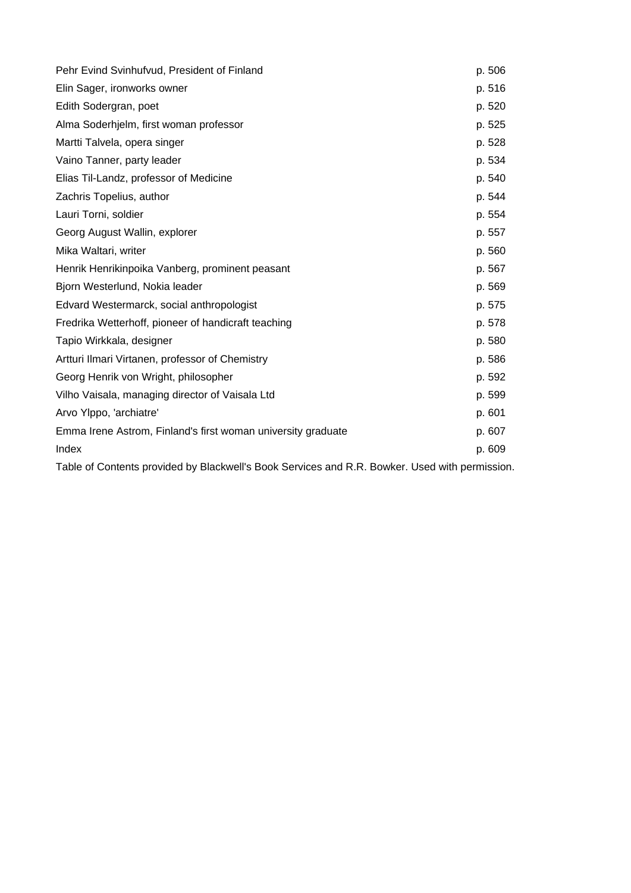| | |
|---|---|
| Pehr Evind Svinhufvud, President of Finland | p. 506 |
| Elin Sager, ironworks owner | p. 516 |
| Edith Sodergran, poet | p. 520 |
| Alma Soderhjelm, first woman professor | p. 525 |
| Martti Talvela, opera singer | p. 528 |
| Vaino Tanner, party leader | p. 534 |
| Elias Til-Landz, professor of Medicine | p. 540 |
| Zachris Topelius, author | p. 544 |
| Lauri Torni, soldier | p. 554 |
| Georg August Wallin, explorer | p. 557 |
| Mika Waltari, writer | p. 560 |
| Henrik Henrikinpoika Vanberg, prominent peasant | p. 567 |
| Bjorn Westerlund, Nokia leader | p. 569 |
| Edvard Westermarck, social anthropologist | p. 575 |
| Fredrika Wetterhoff, pioneer of handicraft teaching | p. 578 |
| Tapio Wirkkala, designer | p. 580 |
| Artturi Ilmari Virtanen, professor of Chemistry | p. 586 |
| Georg Henrik von Wright, philosopher | p. 592 |
| Vilho Vaisala, managing director of Vaisala Ltd | p. 599 |
| Arvo Ylppo, 'archiatre' | p. 601 |
| Emma Irene Astrom, Finland's first woman university graduate | p. 607 |
| Index | p. 609 |

Table of Contents provided by Blackwell's Book Services and R.R. Bowker. Used with permission.